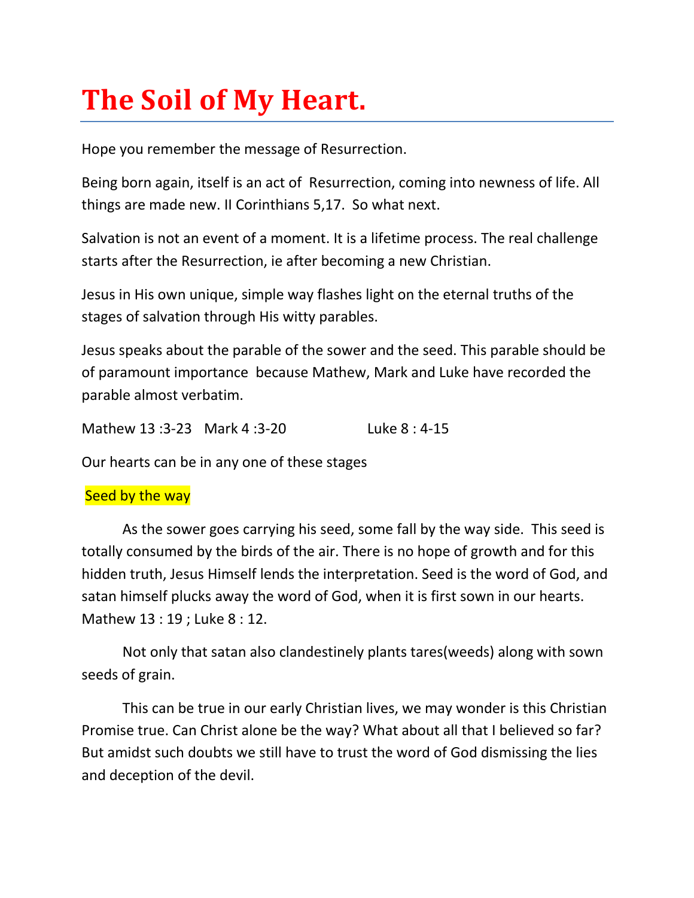# The Soil of My Heart.

Hope you remember the message of Resurrection.

Being born again, itself is an act of Resurrection, coming into newness of life. All things are made new. II Corinthians 5,17. So what next.

Salvation is not an event of a moment. It is a lifetime process. The real challenge starts after the Resurrection, ie after becoming a new Christian.

Jesus in His own unique, simple way flashes light on the eternal truths of the stages of salvation through His witty parables.

Jesus speaks about the parable of the sower and the seed. This parable should be of paramount importance because Mathew, Mark and Luke have recorded the parable almost verbatim.

Mathew 13 :3-23   Mark 4 :3-20   Luke 8 : 4-15

Our hearts can be in any one of these stages

Seed by the way

As the sower goes carrying his seed, some fall by the way side. This seed is totally consumed by the birds of the air. There is no hope of growth and for this hidden truth, Jesus Himself lends the interpretation. Seed is the word of God, and satan himself plucks away the word of God, when it is first sown in our hearts. Mathew 13 : 19 ; Luke 8 : 12.

Not only that satan also clandestinely plants tares(weeds) along with sown seeds of grain.

This can be true in our early Christian lives, we may wonder is this Christian Promise true. Can Christ alone be the way? What about all that I believed so far? But amidst such doubts we still have to trust the word of God dismissing the lies and deception of the devil.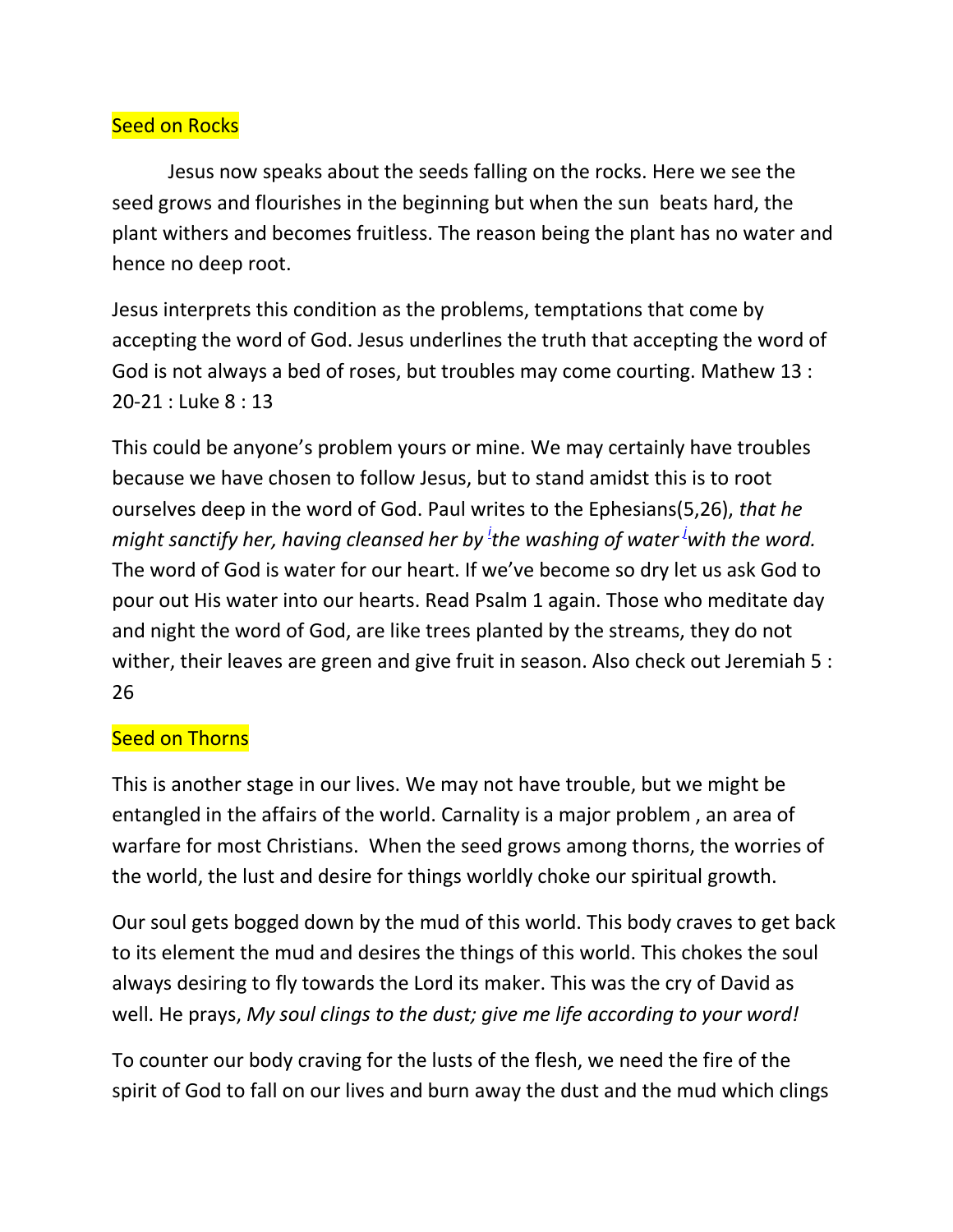## Seed on Rocks

Jesus now speaks about the seeds falling on the rocks. Here we see the seed grows and flourishes in the beginning but when the sun beats hard, the plant withers and becomes fruitless. The reason being the plant has no water and hence no deep root.

Jesus interprets this condition as the problems, temptations that come by accepting the word of God. Jesus underlines the truth that accepting the word of God is not always a bed of roses, but troubles may come courting. Mathew 13 : 20-21 : Luke 8 : 13

This could be anyone's problem yours or mine. We may certainly have troubles because we have chosen to follow Jesus, but to stand amidst this is to root ourselves deep in the word of God. Paul writes to the Ephesians(5,26), *that he might sanctify her, having cleansed her by [i]the washing of water [j]with the word.* The word of God is water for our heart. If we've become so dry let us ask God to pour out His water into our hearts. Read Psalm 1 again. Those who meditate day and night the word of God, are like trees planted by the streams, they do not wither, their leaves are green and give fruit in season. Also check out Jeremiah 5 : 26

## Seed on Thorns

This is another stage in our lives. We may not have trouble, but we might be entangled in the affairs of the world. Carnality is a major problem , an area of warfare for most Christians. When the seed grows among thorns, the worries of the world, the lust and desire for things worldly choke our spiritual growth.

Our soul gets bogged down by the mud of this world. This body craves to get back to its element the mud and desires the things of this world. This chokes the soul always desiring to fly towards the Lord its maker. This was the cry of David as well. He prays, *My soul clings to the dust; give me life according to your word!*

To counter our body craving for the lusts of the flesh, we need the fire of the spirit of God to fall on our lives and burn away the dust and the mud which clings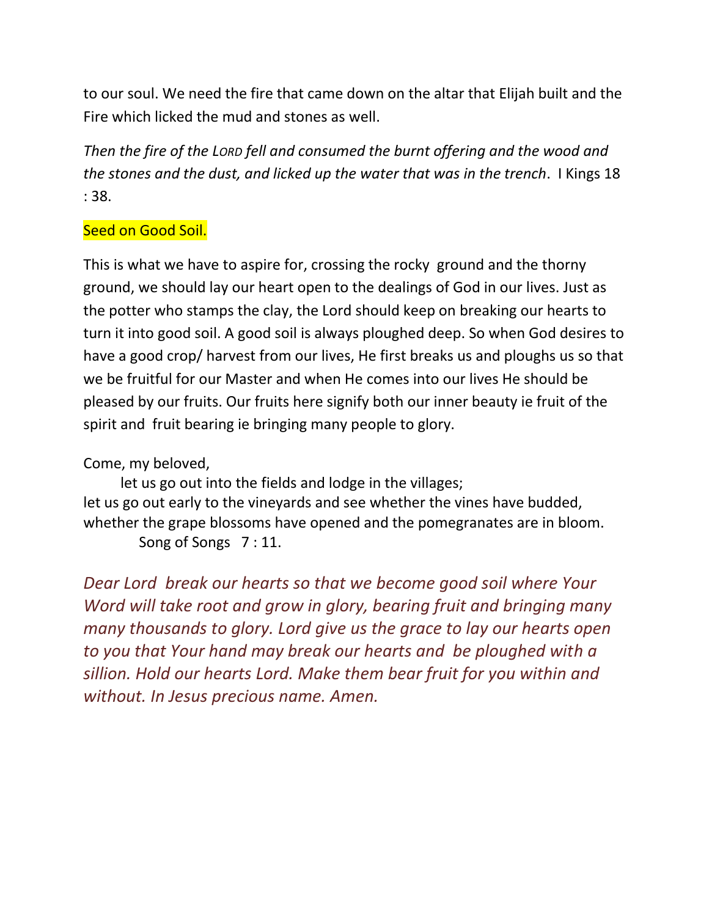to our soul. We need the fire that came down on the altar that Elijah built and the Fire which licked the mud and stones as well.

*Then the fire of the LORD fell and consumed the burnt offering and the wood and the stones and the dust, and licked up the water that was in the trench*. I Kings 18 : 38.

Seed on Good Soil.

This is what we have to aspire for, crossing the rocky ground and the thorny ground, we should lay our heart open to the dealings of God in our lives. Just as the potter who stamps the clay, the Lord should keep on breaking our hearts to turn it into good soil. A good soil is always ploughed deep. So when God desires to have a good crop/ harvest from our lives, He first breaks us and ploughs us so that we be fruitful for our Master and when He comes into our lives He should be pleased by our fruits. Our fruits here signify both our inner beauty ie fruit of the spirit and fruit bearing ie bringing many people to glory.

Come, my beloved,
let us go out into the fields and lodge in the villages;
let us go out early to the vineyards and see whether the vines have budded, whether the grape blossoms have opened and the pomegranates are in bloom.
Song of Songs 7 : 11.

*Dear Lord break our hearts so that we become good soil where Your Word will take root and grow in glory, bearing fruit and bringing many many thousands to glory. Lord give us the grace to lay our hearts open to you that Your hand may break our hearts and be ploughed with a sillion. Hold our hearts Lord. Make them bear fruit for you within and without. In Jesus precious name. Amen.*